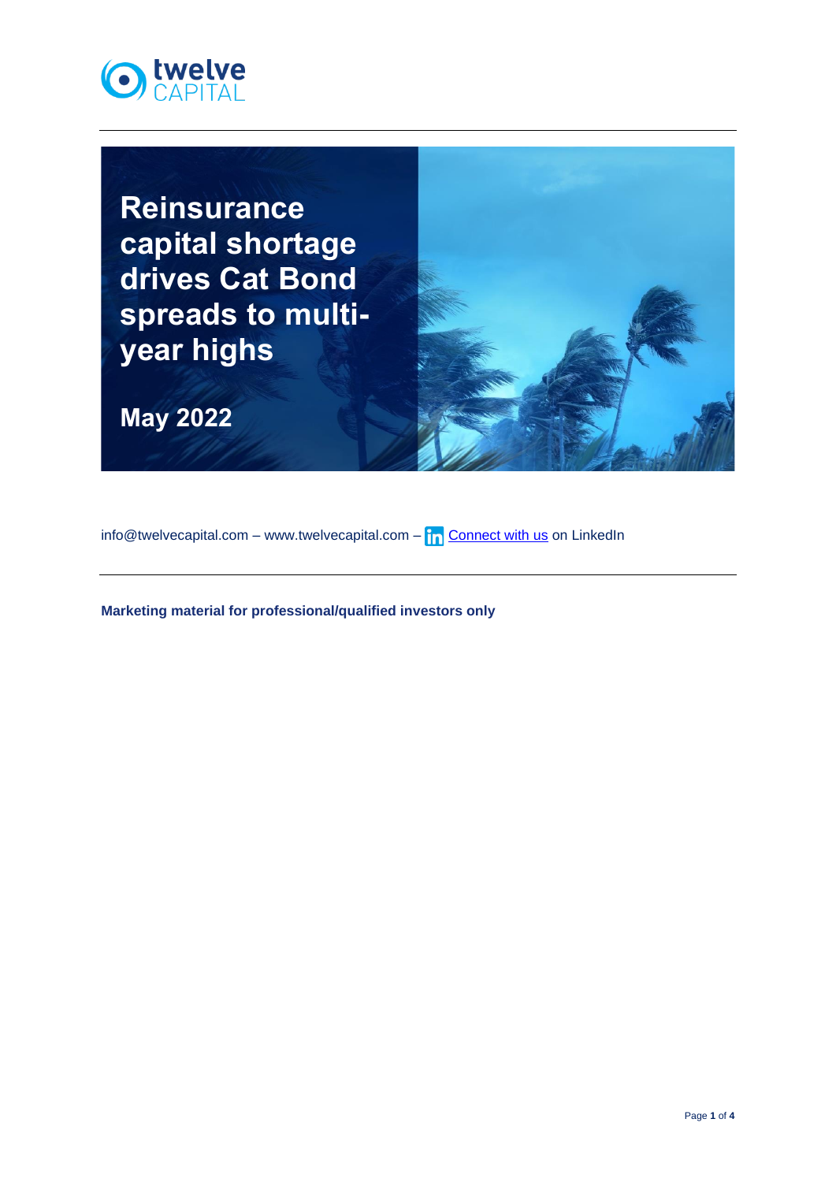twelve CAPITAL

# Reinsurance capital shortage drives Cat Bond spreads to multi-year highs

**May 2022**

info@twelvecapital.com – www.twelvecapital.com – Connect with us on LinkedIn

**Marketing material for professional/qualified investors only**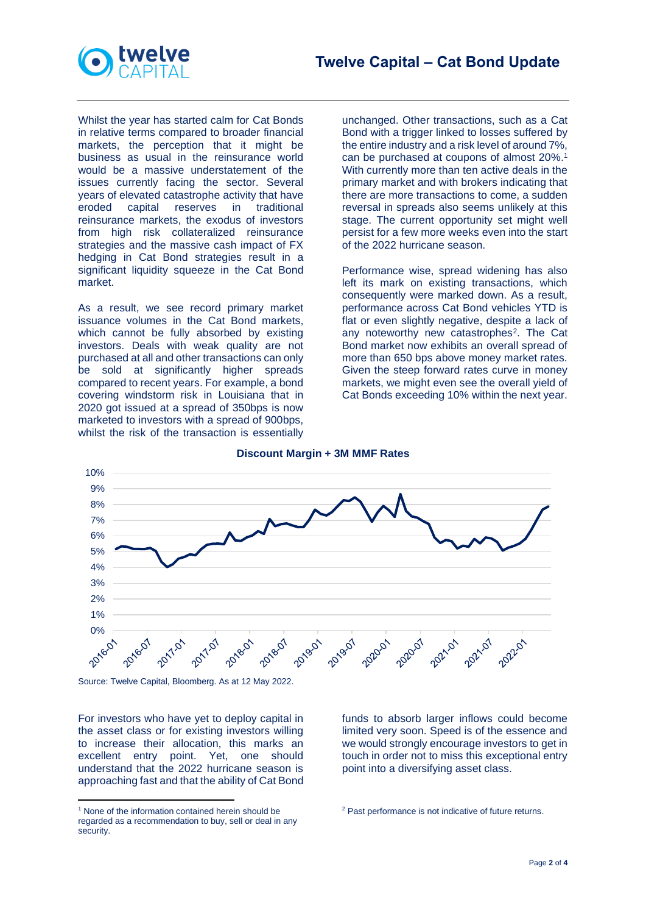# Twelve Capital – Cat Bond Update

Whilst the year has started calm for Cat Bonds in relative terms compared to broader financial markets, the perception that it might be business as usual in the reinsurance world would be a massive understatement of the issues currently facing the sector. Several years of elevated catastrophe activity that have eroded capital reserves in traditional reinsurance markets, the exodus of investors from high risk collateralized reinsurance strategies and the massive cash impact of FX hedging in Cat Bond strategies result in a significant liquidity squeeze in the Cat Bond market.

As a result, we see record primary market issuance volumes in the Cat Bond markets, which cannot be fully absorbed by existing investors. Deals with weak quality are not purchased at all and other transactions can only be sold at significantly higher spreads compared to recent years. For example, a bond covering windstorm risk in Louisiana that in 2020 got issued at a spread of 350bps is now marketed to investors with a spread of 900bps, whilst the risk of the transaction is essentially unchanged. Other transactions, such as a Cat Bond with a trigger linked to losses suffered by the entire industry and a risk level of around 7%, can be purchased at coupons of almost 20%.[1] With currently more than ten active deals in the primary market and with brokers indicating that there are more transactions to come, a sudden reversal in spreads also seems unlikely at this stage. The current opportunity set might well persist for a few more weeks even into the start of the 2022 hurricane season.

Performance wise, spread widening has also left its mark on existing transactions, which consequently were marked down. As a result, performance across Cat Bond vehicles YTD is flat or even slightly negative, despite a lack of any noteworthy new catastrophes[2]. The Cat Bond market now exhibits an overall spread of more than 650 bps above money market rates. Given the steep forward rates curve in money markets, we might even see the overall yield of Cat Bonds exceeding 10% within the next year.

**Discount Margin + 3M MMF Rates**

Source: Twelve Capital, Bloomberg. As at 12 May 2022.

For investors who have yet to deploy capital in the asset class or for existing investors willing to increase their allocation, this marks an excellent entry point. Yet, one should understand that the 2022 hurricane season is approaching fast and that the ability of Cat Bond funds to absorb larger inflows could become limited very soon. Speed is of the essence and we would strongly encourage investors to get in touch in order not to miss this exceptional entry point into a diversifying asset class.

[1] None of the information contained herein should be regarded as a recommendation to buy, sell or deal in any security.

[2] Past performance is not indicative of future returns.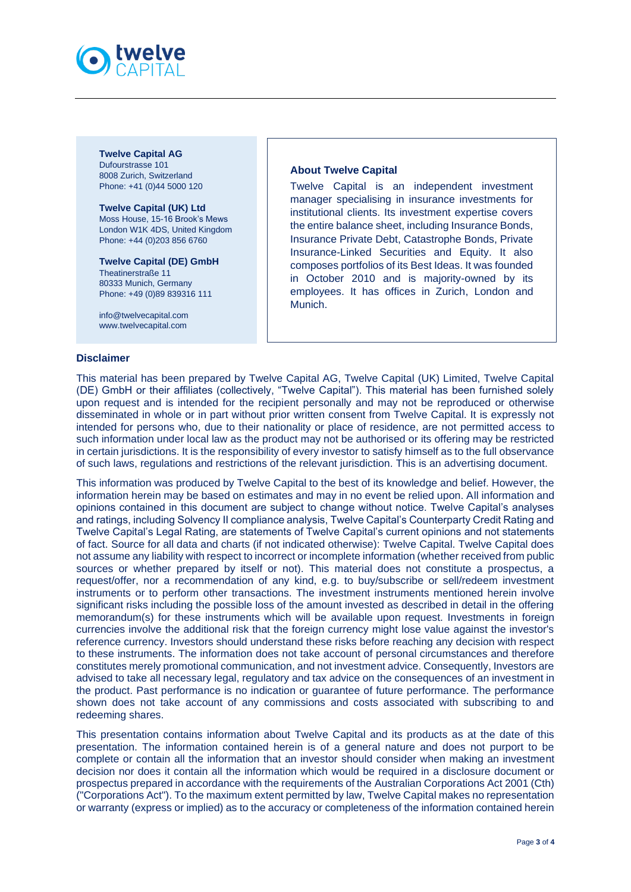**Twelve Capital AG**
Dufourstrasse 101
8008 Zurich, Switzerland
Phone: +41 (0)44 5000 120

**Twelve Capital (UK) Ltd**
Moss House, 15-16 Brook's Mews
London W1K 4DS, United Kingdom
Phone: +44 (0)203 856 6760

**Twelve Capital (DE) GmbH**
Theatinerstraße 11
80333 Munich, Germany
Phone: +49 (0)89 839316 111

info@twelvecapital.com
www.twelvecapital.com

**About Twelve Capital**

Twelve Capital is an independent investment manager specialising in insurance investments for institutional clients. Its investment expertise covers the entire balance sheet, including Insurance Bonds, Insurance Private Debt, Catastrophe Bonds, Private Insurance-Linked Securities and Equity. It also composes portfolios of its Best Ideas. It was founded in October 2010 and is majority-owned by its employees. It has offices in Zurich, London and Munich.

**Disclaimer**

This material has been prepared by Twelve Capital AG, Twelve Capital (UK) Limited, Twelve Capital (DE) GmbH or their affiliates (collectively, "Twelve Capital"). This material has been furnished solely upon request and is intended for the recipient personally and may not be reproduced or otherwise disseminated in whole or in part without prior written consent from Twelve Capital. It is expressly not intended for persons who, due to their nationality or place of residence, are not permitted access to such information under local law as the product may not be authorised or its offering may be restricted in certain jurisdictions. It is the responsibility of every investor to satisfy himself as to the full observance of such laws, regulations and restrictions of the relevant jurisdiction. This is an advertising document.

This information was produced by Twelve Capital to the best of its knowledge and belief. However, the information herein may be based on estimates and may in no event be relied upon. All information and opinions contained in this document are subject to change without notice. Twelve Capital's analyses and ratings, including Solvency II compliance analysis, Twelve Capital's Counterparty Credit Rating and Twelve Capital's Legal Rating, are statements of Twelve Capital's current opinions and not statements of fact. Source for all data and charts (if not indicated otherwise): Twelve Capital. Twelve Capital does not assume any liability with respect to incorrect or incomplete information (whether received from public sources or whether prepared by itself or not). This material does not constitute a prospectus, a request/offer, nor a recommendation of any kind, e.g. to buy/subscribe or sell/redeem investment instruments or to perform other transactions. The investment instruments mentioned herein involve significant risks including the possible loss of the amount invested as described in detail in the offering memorandum(s) for these instruments which will be available upon request. Investments in foreign currencies involve the additional risk that the foreign currency might lose value against the investor's reference currency. Investors should understand these risks before reaching any decision with respect to these instruments. The information does not take account of personal circumstances and therefore constitutes merely promotional communication, and not investment advice. Consequently, Investors are advised to take all necessary legal, regulatory and tax advice on the consequences of an investment in the product. Past performance is no indication or guarantee of future performance. The performance shown does not take account of any commissions and costs associated with subscribing to and redeeming shares.

This presentation contains information about Twelve Capital and its products as at the date of this presentation. The information contained herein is of a general nature and does not purport to be complete or contain all the information that an investor should consider when making an investment decision nor does it contain all the information which would be required in a disclosure document or prospectus prepared in accordance with the requirements of the Australian Corporations Act 2001 (Cth) ("Corporations Act"). To the maximum extent permitted by law, Twelve Capital makes no representation or warranty (express or implied) as to the accuracy or completeness of the information contained herein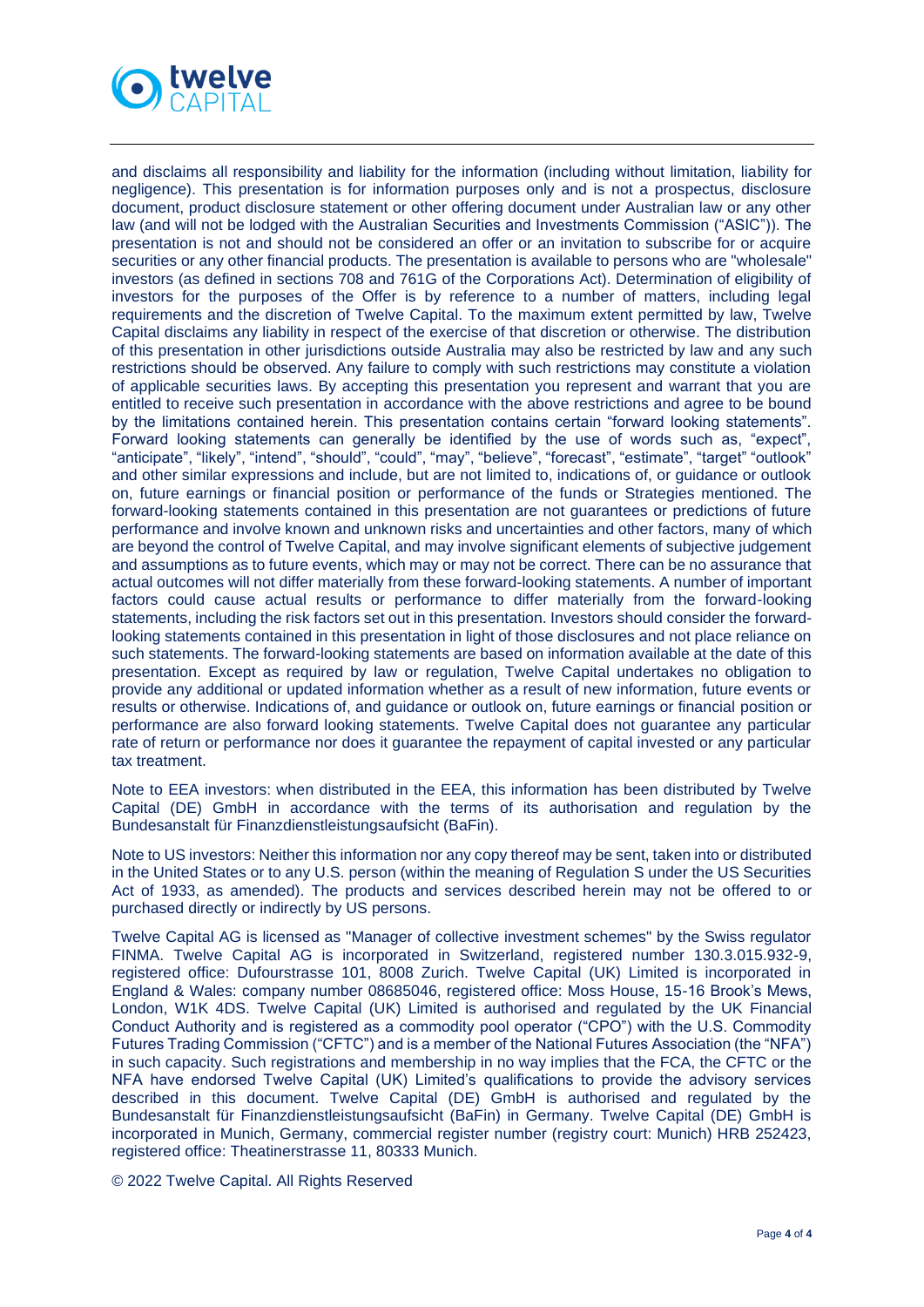and disclaims all responsibility and liability for the information (including without limitation, liability for negligence). This presentation is for information purposes only and is not a prospectus, disclosure document, product disclosure statement or other offering document under Australian law or any other law (and will not be lodged with the Australian Securities and Investments Commission ("ASIC")). The presentation is not and should not be considered an offer or an invitation to subscribe for or acquire securities or any other financial products. The presentation is available to persons who are "wholesale" investors (as defined in sections 708 and 761G of the Corporations Act). Determination of eligibility of investors for the purposes of the Offer is by reference to a number of matters, including legal requirements and the discretion of Twelve Capital. To the maximum extent permitted by law, Twelve Capital disclaims any liability in respect of the exercise of that discretion or otherwise. The distribution of this presentation in other jurisdictions outside Australia may also be restricted by law and any such restrictions should be observed. Any failure to comply with such restrictions may constitute a violation of applicable securities laws. By accepting this presentation you represent and warrant that you are entitled to receive such presentation in accordance with the above restrictions and agree to be bound by the limitations contained herein. This presentation contains certain "forward looking statements". Forward looking statements can generally be identified by the use of words such as, "expect", "anticipate", "likely", "intend", "should", "could", "may", "believe", "forecast", "estimate", "target" "outlook" and other similar expressions and include, but are not limited to, indications of, or guidance or outlook on, future earnings or financial position or performance of the funds or Strategies mentioned. The forward-looking statements contained in this presentation are not guarantees or predictions of future performance and involve known and unknown risks and uncertainties and other factors, many of which are beyond the control of Twelve Capital, and may involve significant elements of subjective judgement and assumptions as to future events, which may or may not be correct. There can be no assurance that actual outcomes will not differ materially from these forward-looking statements. A number of important factors could cause actual results or performance to differ materially from the forward-looking statements, including the risk factors set out in this presentation. Investors should consider the forward-looking statements contained in this presentation in light of those disclosures and not place reliance on such statements. The forward-looking statements are based on information available at the date of this presentation. Except as required by law or regulation, Twelve Capital undertakes no obligation to provide any additional or updated information whether as a result of new information, future events or results or otherwise. Indications of, and guidance or outlook on, future earnings or financial position or performance are also forward looking statements. Twelve Capital does not guarantee any particular rate of return or performance nor does it guarantee the repayment of capital invested or any particular tax treatment.

Note to EEA investors: when distributed in the EEA, this information has been distributed by Twelve Capital (DE) GmbH in accordance with the terms of its authorisation and regulation by the Bundesanstalt für Finanzdienstleistungsaufsicht (BaFin).

Note to US investors: Neither this information nor any copy thereof may be sent, taken into or distributed in the United States or to any U.S. person (within the meaning of Regulation S under the US Securities Act of 1933, as amended). The products and services described herein may not be offered to or purchased directly or indirectly by US persons.

Twelve Capital AG is licensed as "Manager of collective investment schemes" by the Swiss regulator FINMA. Twelve Capital AG is incorporated in Switzerland, registered number 130.3.015.932-9, registered office: Dufourstrasse 101, 8008 Zurich. Twelve Capital (UK) Limited is incorporated in England & Wales: company number 08685046, registered office: Moss House, 15-16 Brook's Mews, London, W1K 4DS. Twelve Capital (UK) Limited is authorised and regulated by the UK Financial Conduct Authority and is registered as a commodity pool operator ("CPO") with the U.S. Commodity Futures Trading Commission ("CFTC") and is a member of the National Futures Association (the "NFA") in such capacity. Such registrations and membership in no way implies that the FCA, the CFTC or the NFA have endorsed Twelve Capital (UK) Limited's qualifications to provide the advisory services described in this document. Twelve Capital (DE) GmbH is authorised and regulated by the Bundesanstalt für Finanzdienstleistungsaufsicht (BaFin) in Germany. Twelve Capital (DE) GmbH is incorporated in Munich, Germany, commercial register number (registry court: Munich) HRB 252423, registered office: Theatinerstrasse 11, 80333 Munich.

© 2022 Twelve Capital. All Rights Reserved